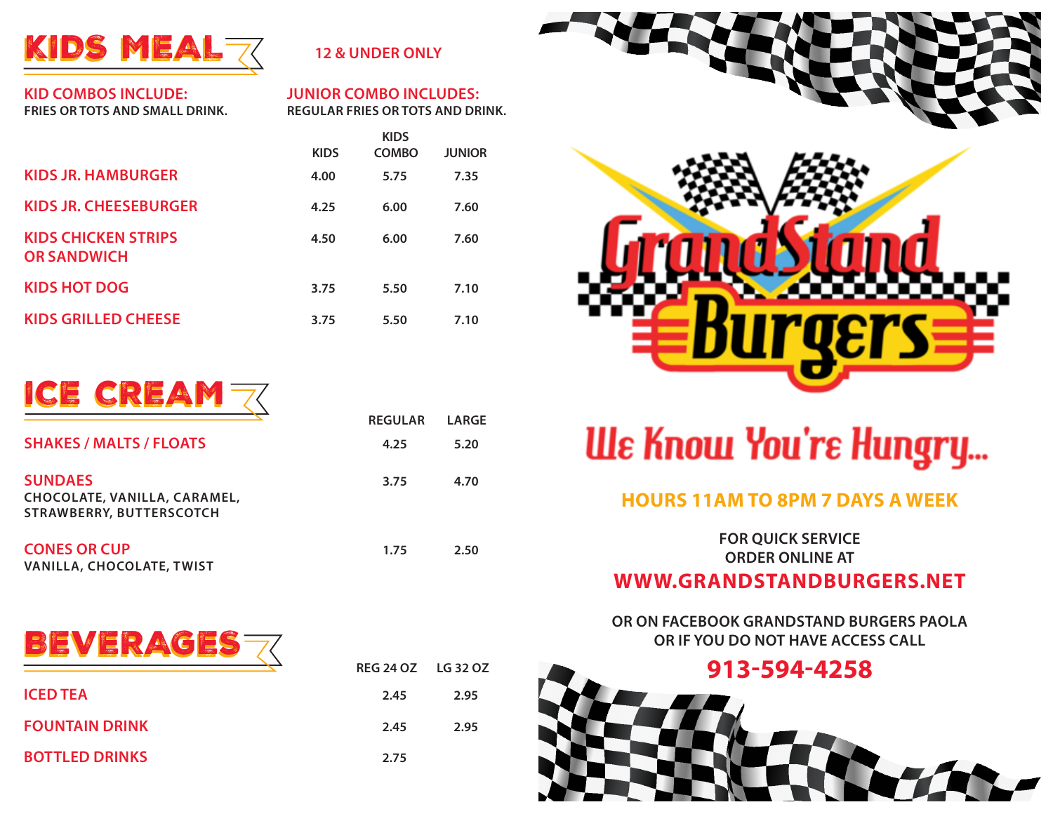## KIDS MEAL

**12 & UNDER ONLY**

**KID COMBOS INCLUDE:**
FRIES OR TOTS AND SMALL DRINK.

**JUNIOR COMBO INCLUDES:**
REGULAR FRIES OR TOTS AND DRINK.

| | KIDS | KIDS COMBO | JUNIOR |
|---|---|---|---|
| KIDS JR. HAMBURGER | 4.00 | 5.75 | 7.35 |
| KIDS JR. CHEESEBURGER | 4.25 | 6.00 | 7.60 |
| KIDS CHICKEN STRIPS OR SANDWICH | 4.50 | 6.00 | 7.60 |
| KIDS HOT DOG | 3.75 | 5.50 | 7.10 |
| KIDS GRILLED CHEESE | 3.75 | 5.50 | 7.10 |

## ICE CREAM

| | REGULAR | LARGE |
|---|---|---|
| SHAKES / MALTS / FLOATS | 4.25 | 5.20 |
| SUNDAES<br>CHOCOLATE, VANILLA, CARAMEL, STRAWBERRY, BUTTERSCOTCH | 3.75 | 4.70 |
| CONES OR CUP<br>VANILLA, CHOCOLATE, TWIST | 1.75 | 2.50 |

## BEVERAGES

| | REG 24 OZ | LG 32 OZ |
|---|---|---|
| ICED TEA | 2.45 | 2.95 |
| FOUNTAIN DRINK | 2.45 | 2.95 |
| BOTTLED DRINKS | 2.75 | |

# GrandStand Burgers

*We Know You're Hungry...*

**HOURS 11AM TO 8PM 7 DAYS A WEEK**

FOR QUICK SERVICE
ORDER ONLINE AT

**WWW.GRANDSTANDBURGERS.NET**

OR ON FACEBOOK GRANDSTAND BURGERS PAOLA
OR IF YOU DO NOT HAVE ACCESS CALL

**913-594-4258**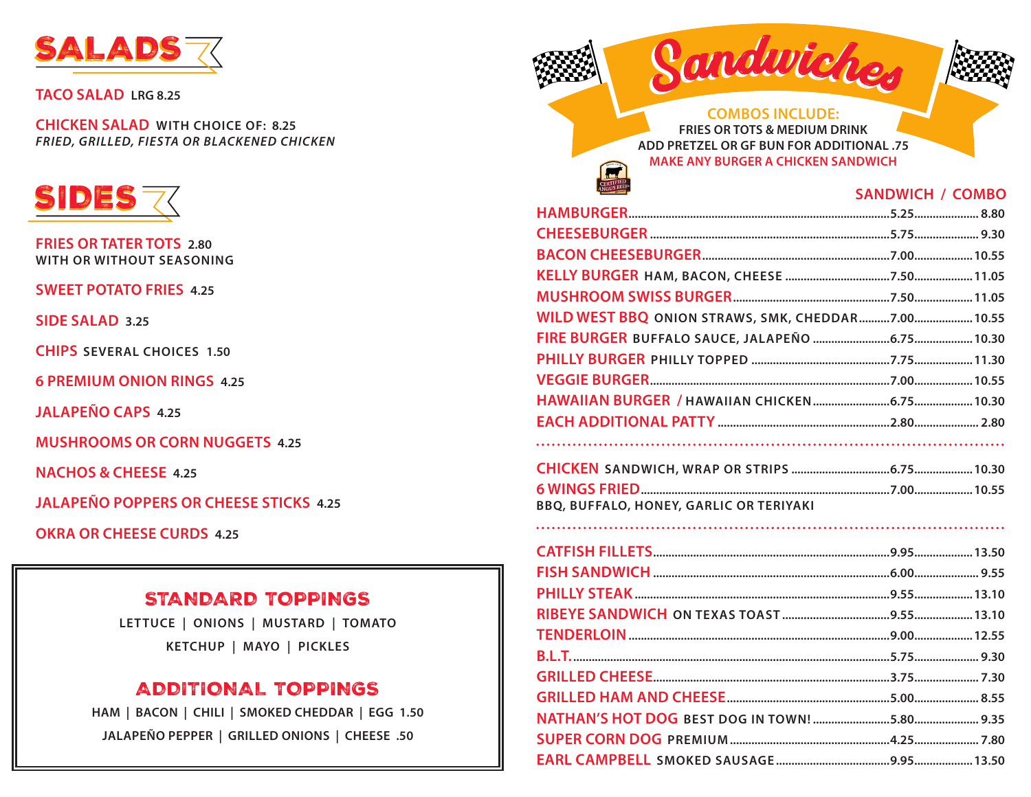# SALADS

**TACO SALAD** LRG 8.25

**CHICKEN SALAD** WITH CHOICE OF: 8.25
*FRIED, GRILLED, FIESTA OR BLACKENED CHICKEN*

# SIDES

**FRIES OR TATER TOTS** 2.80
WITH OR WITHOUT SEASONING

**SWEET POTATO FRIES** 4.25

**SIDE SALAD** 3.25

**CHIPS** SEVERAL CHOICES 1.50

**6 PREMIUM ONION RINGS** 4.25

**JALAPEÑO CAPS** 4.25

**MUSHROOMS OR CORN NUGGETS** 4.25

**NACHOS & CHEESE** 4.25

**JALAPEÑO POPPERS OR CHEESE STICKS** 4.25

**OKRA OR CHEESE CURDS** 4.25

## STANDARD TOPPINGS

LETTUCE | ONIONS | MUSTARD | TOMATO
KETCHUP | MAYO | PICKLES

## ADDITIONAL TOPPINGS

HAM | BACON | CHILI | SMOKED CHEDDAR | EGG 1.50
JALAPEÑO PEPPER | GRILLED ONIONS | CHEESE .50

# Sandwiches

**COMBOS INCLUDE:**
FRIES OR TOTS & MEDIUM DRINK
ADD PRETZEL OR GF BUN FOR ADDITIONAL .75
MAKE ANY BURGER A CHICKEN SANDWICH

| | SANDWICH | COMBO |
|---|---|---|
| **HAMBURGER** | 5.25 | 8.80 |
| **CHEESEBURGER** | 5.75 | 9.30 |
| **BACON CHEESEBURGER** | 7.00 | 10.55 |
| **KELLY BURGER** HAM, BACON, CHEESE | 7.50 | 11.05 |
| **MUSHROOM SWISS BURGER** | 7.50 | 11.05 |
| **WILD WEST BBQ** ONION STRAWS, SMK, CHEDDAR | 7.00 | 10.55 |
| **FIRE BURGER** BUFFALO SAUCE, JALAPEÑO | 6.75 | 10.30 |
| **PHILLY BURGER** PHILLY TOPPED | 7.75 | 11.30 |
| **VEGGIE BURGER** | 7.00 | 10.55 |
| **HAWAIIAN BURGER** / HAWAIIAN CHICKEN | 6.75 | 10.30 |
| **EACH ADDITIONAL PATTY** | 2.80 | 2.80 |
| **CHICKEN** SANDWICH, WRAP OR STRIPS | 6.75 | 10.30 |
| **6 WINGS FRIED** BBQ, BUFFALO, HONEY, GARLIC OR TERIYAKI | 7.00 | 10.55 |
| **CATFISH FILLETS** | 9.95 | 13.50 |
| **FISH SANDWICH** | 6.00 | 9.55 |
| **PHILLY STEAK** | 9.55 | 13.10 |
| **RIBEYE SANDWICH** ON TEXAS TOAST | 9.55 | 13.10 |
| **TENDERLOIN** | 9.00 | 12.55 |
| **B.L.T.** | 5.75 | 9.30 |
| **GRILLED CHEESE** | 3.75 | 7.30 |
| **GRILLED HAM AND CHEESE** | 5.00 | 8.55 |
| **NATHAN'S HOT DOG** BEST DOG IN TOWN! | 5.80 | 9.35 |
| **SUPER CORN DOG** PREMIUM | 4.25 | 7.80 |
| **EARL CAMPBELL** SMOKED SAUSAGE | 9.95 | 13.50 |